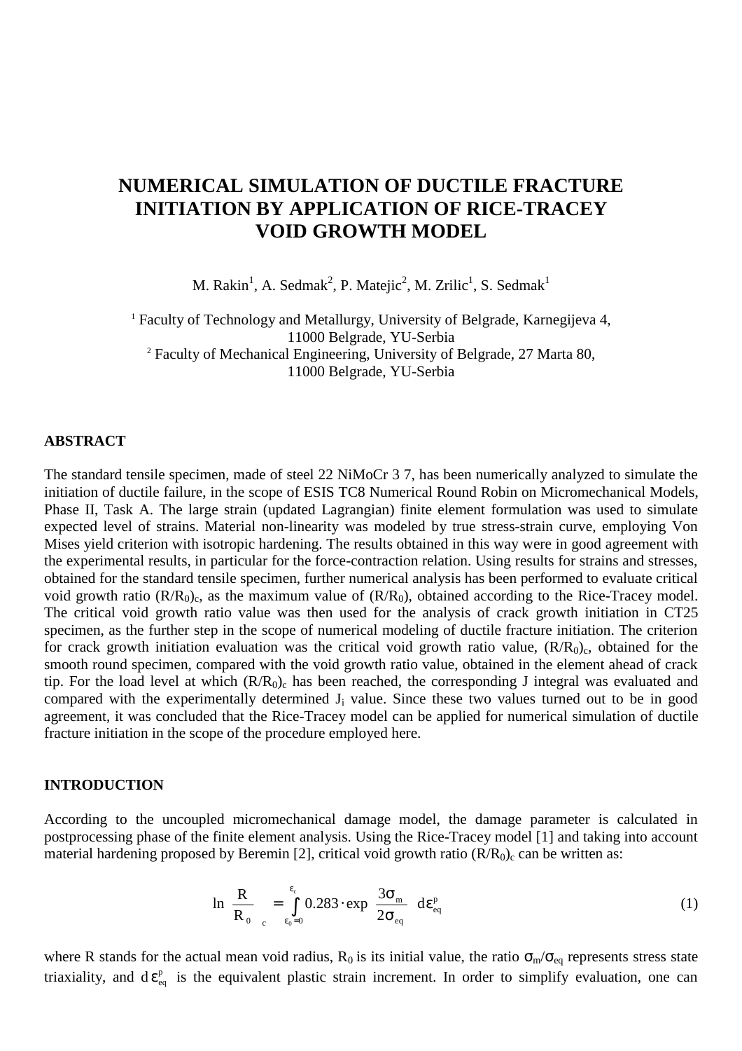# NUMERICAL SIMULATION OF DUCTILE FRACTURE INITIATION BY APPLICATION OF RICE-TRACEY VOID GROWTH MODEL

M. Rakin[1], A. Sedmak[2], P. Matejic[2], M. Zrilic[1], S. Sedmak[1]

[1] Faculty of Technology and Metallurgy, University of Belgrade, Karnegijeva 4, 11000 Belgrade, YU-Serbia
[2] Faculty of Mechanical Engineering, University of Belgrade, 27 Marta 80, 11000 Belgrade, YU-Serbia

## ABSTRACT

The standard tensile specimen, made of steel 22 NiMoCr 3 7, has been numerically analyzed to simulate the initiation of ductile failure, in the scope of ESIS TC8 Numerical Round Robin on Micromechanical Models, Phase II, Task A. The large strain (updated Lagrangian) finite element formulation was used to simulate expected level of strains. Material non-linearity was modeled by true stress-strain curve, employing Von Mises yield criterion with isotropic hardening. The results obtained in this way were in good agreement with the experimental results, in particular for the force-contraction relation. Using results for strains and stresses, obtained for the standard tensile specimen, further numerical analysis has been performed to evaluate critical void growth ratio $(R/R_0)_c$, as the maximum value of $(R/R_0)$, obtained according to the Rice-Tracey model. The critical void growth ratio value was then used for the analysis of crack growth initiation in CT25 specimen, as the further step in the scope of numerical modeling of ductile fracture initiation. The criterion for crack growth initiation evaluation was the critical void growth ratio value, $(R/R_0)_c$, obtained for the smooth round specimen, compared with the void growth ratio value, obtained in the element ahead of crack tip. For the load level at which $(R/R_0)_c$ has been reached, the corresponding J integral was evaluated and compared with the experimentally determined $J_i$ value. Since these two values turned out to be in good agreement, it was concluded that the Rice-Tracey model can be applied for numerical simulation of ductile fracture initiation in the scope of the procedure employed here.

## INTRODUCTION

According to the uncoupled micromechanical damage model, the damage parameter is calculated in postprocessing phase of the finite element analysis. Using the Rice-Tracey model [1] and taking into account material hardening proposed by Beremin [2], critical void growth ratio $(R/R_0)_c$ can be written as:

$$\ln\left(\frac{R}{R_0}\right)_c = \int_{\varepsilon_0=0}^{\varepsilon_c} 0.283 \cdot \exp\left(\frac{3\sigma_m}{2\sigma_{eq}}\right) d\varepsilon_{eq}^p \tag{1}$$

where R stands for the actual mean void radius, $R_0$ is its initial value, the ratio $\sigma_m/\sigma_{eq}$ represents stress state triaxiality, and $d\varepsilon_{eq}^p$ is the equivalent plastic strain increment. In order to simplify evaluation, one can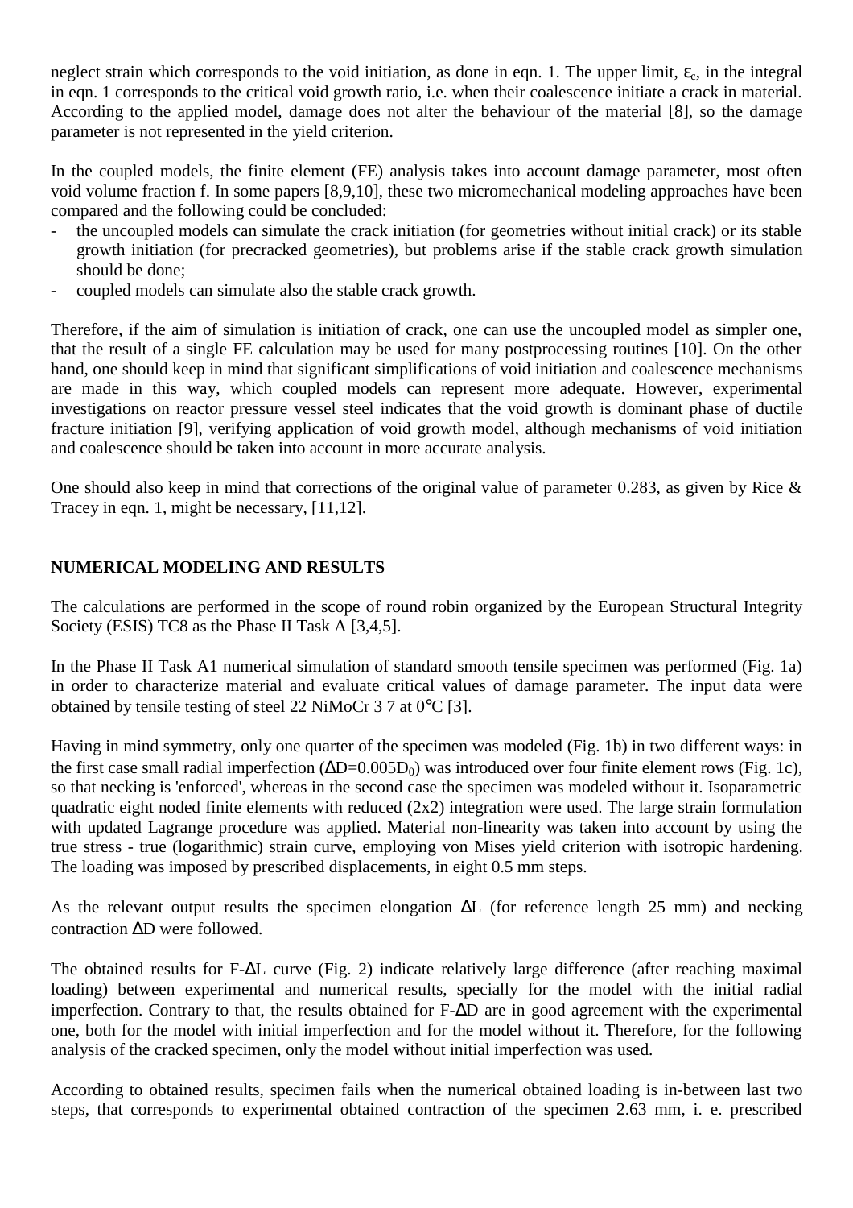neglect strain which corresponds to the void initiation, as done in eqn. 1. The upper limit, $\varepsilon_c$, in the integral in eqn. 1 corresponds to the critical void growth ratio, i.e. when their coalescence initiate a crack in material. According to the applied model, damage does not alter the behaviour of the material [8], so the damage parameter is not represented in the yield criterion.

In the coupled models, the finite element (FE) analysis takes into account damage parameter, most often void volume fraction f. In some papers [8,9,10], these two micromechanical modeling approaches have been compared and the following could be concluded:

- the uncoupled models can simulate the crack initiation (for geometries without initial crack) or its stable growth initiation (for precracked geometries), but problems arise if the stable crack growth simulation should be done;
- coupled models can simulate also the stable crack growth.

Therefore, if the aim of simulation is initiation of crack, one can use the uncoupled model as simpler one, that the result of a single FE calculation may be used for many postprocessing routines [10]. On the other hand, one should keep in mind that significant simplifications of void initiation and coalescence mechanisms are made in this way, which coupled models can represent more adequate. However, experimental investigations on reactor pressure vessel steel indicates that the void growth is dominant phase of ductile fracture initiation [9], verifying application of void growth model, although mechanisms of void initiation and coalescence should be taken into account in more accurate analysis.

One should also keep in mind that corrections of the original value of parameter 0.283, as given by Rice & Tracey in eqn. 1, might be necessary, [11,12].

## NUMERICAL MODELING AND RESULTS

The calculations are performed in the scope of round robin organized by the European Structural Integrity Society (ESIS) TC8 as the Phase II Task A [3,4,5].

In the Phase II Task A1 numerical simulation of standard smooth tensile specimen was performed (Fig. 1a) in order to characterize material and evaluate critical values of damage parameter. The input data were obtained by tensile testing of steel 22 NiMoCr 3 7 at 0°C [3].

Having in mind symmetry, only one quarter of the specimen was modeled (Fig. 1b) in two different ways: in the first case small radial imperfection ($\Delta D=0.005D_0$) was introduced over four finite element rows (Fig. 1c), so that necking is 'enforced', whereas in the second case the specimen was modeled without it. Isoparametric quadratic eight noded finite elements with reduced (2x2) integration were used. The large strain formulation with updated Lagrange procedure was applied. Material non-linearity was taken into account by using the true stress - true (logarithmic) strain curve, employing von Mises yield criterion with isotropic hardening. The loading was imposed by prescribed displacements, in eight 0.5 mm steps.

As the relevant output results the specimen elongation $\Delta L$ (for reference length 25 mm) and necking contraction $\Delta D$ were followed.

The obtained results for F-$\Delta L$ curve (Fig. 2) indicate relatively large difference (after reaching maximal loading) between experimental and numerical results, specially for the model with the initial radial imperfection. Contrary to that, the results obtained for F-$\Delta D$ are in good agreement with the experimental one, both for the model with initial imperfection and for the model without it. Therefore, for the following analysis of the cracked specimen, only the model without initial imperfection was used.

According to obtained results, specimen fails when the numerical obtained loading is in-between last two steps, that corresponds to experimental obtained contraction of the specimen 2.63 mm, i. e. prescribed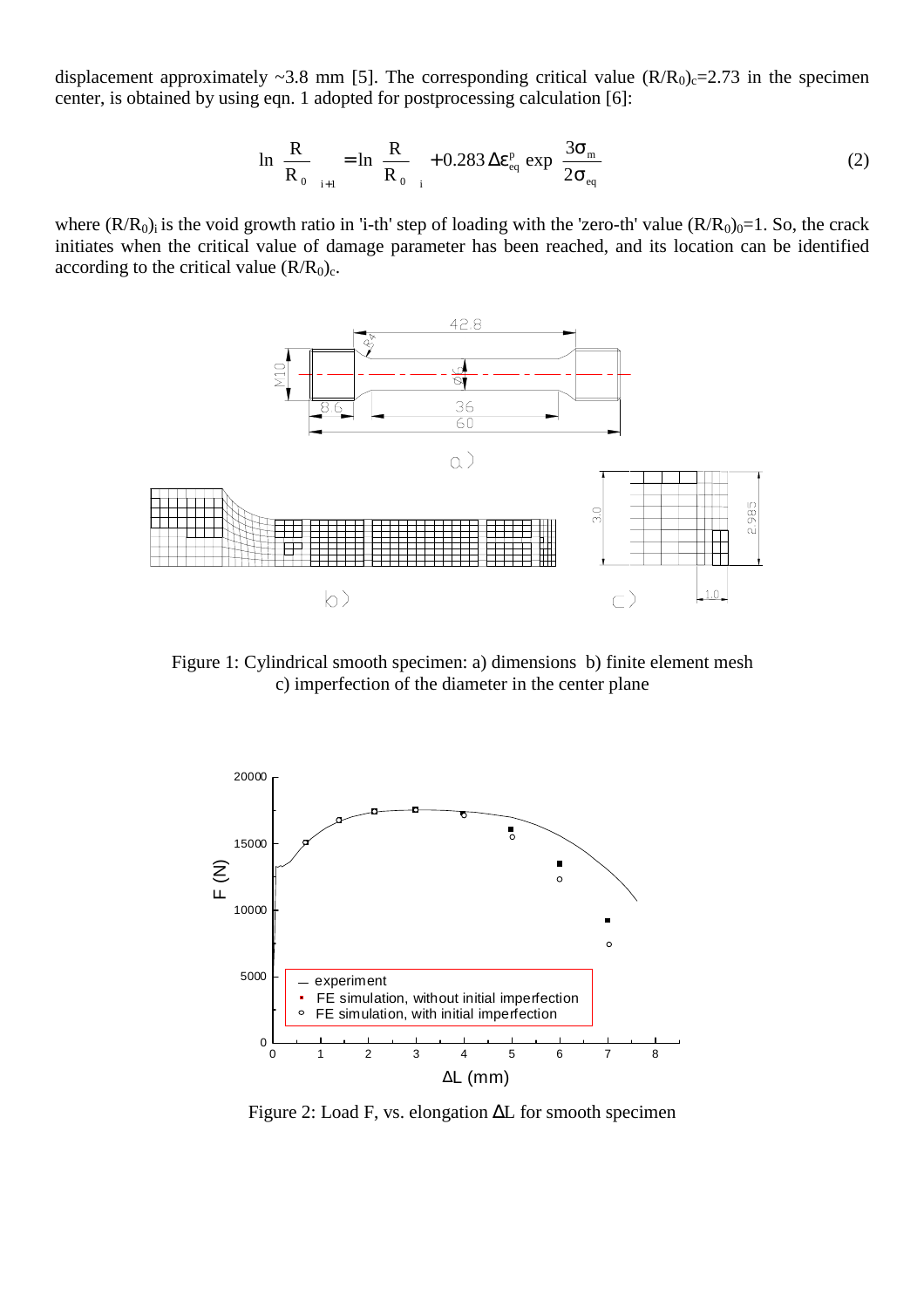displacement approximately ~3.8 mm [5]. The corresponding critical value $(R/R_0)_c$=2.73 in the specimen center, is obtained by using eqn. 1 adopted for postprocessing calculation [6]:

$$\ln\left(\frac{R}{R_0}\right)_{i+1} = \ln\left(\frac{R}{R_0}\right)_i + 0.283\,\Delta\varepsilon_{eq}^p \exp\left(\frac{3\sigma_m}{2\sigma_{eq}}\right) \tag{2}$$

where $(R/R_0)_i$ is the void growth ratio in 'i-th' step of loading with the 'zero-th' value $(R/R_0)_0$=1. So, the crack initiates when the critical value of damage parameter has been reached, and its location can be identified according to the critical value $(R/R_0)_c$.

Figure 1: Cylindrical smooth specimen: a) dimensions b) finite element mesh c) imperfection of the diameter in the center plane

Figure 2: Load F, vs. elongation ΔL for smooth specimen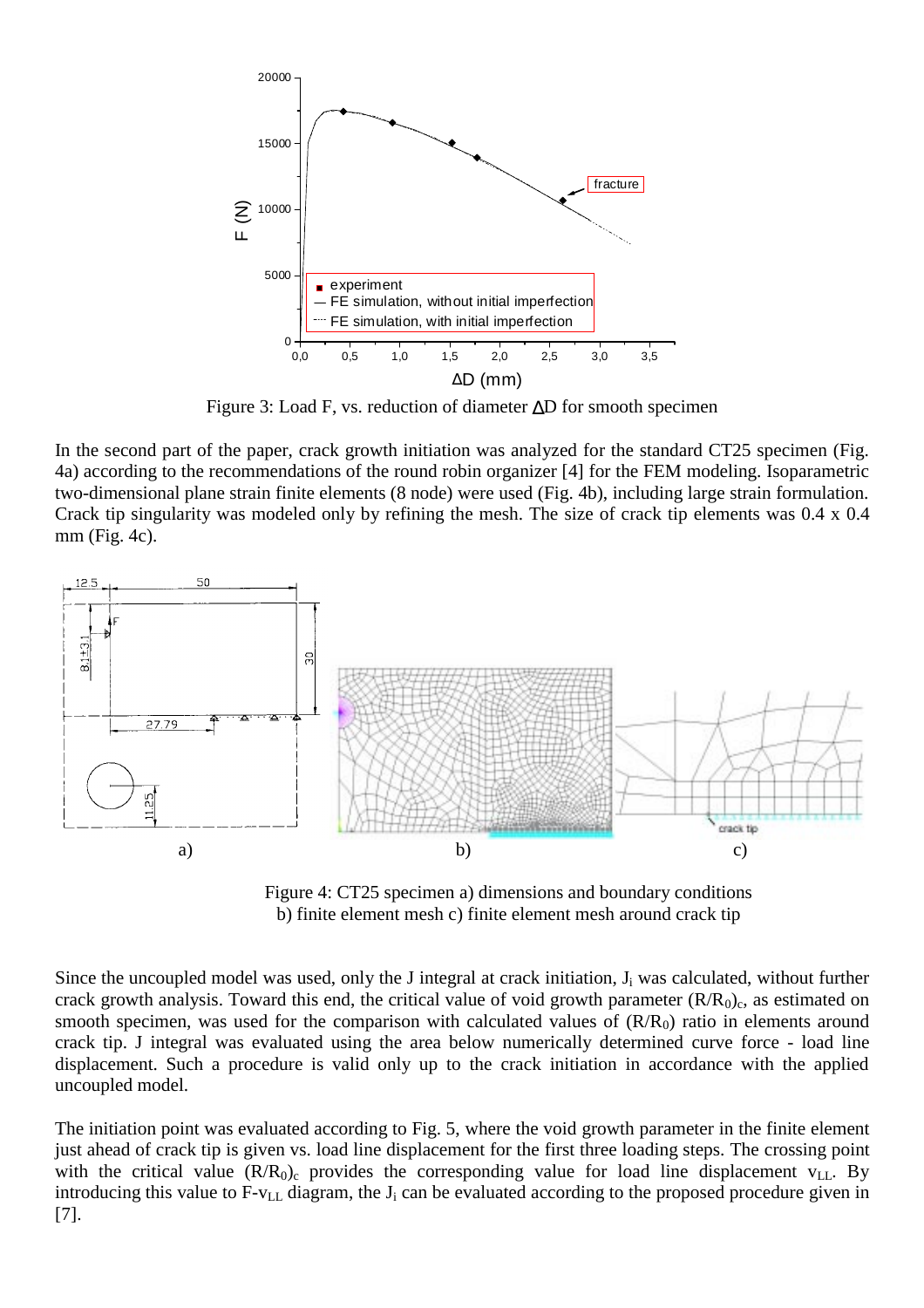Figure 3: Load F, vs. reduction of diameter ΔD for smooth specimen

In the second part of the paper, crack growth initiation was analyzed for the standard CT25 specimen (Fig. 4a) according to the recommendations of the round robin organizer [4] for the FEM modeling. Isoparametric two-dimensional plane strain finite elements (8 node) were used (Fig. 4b), including large strain formulation. Crack tip singularity was modeled only by refining the mesh. The size of crack tip elements was 0.4 x 0.4 mm (Fig. 4c).

Figure 4: CT25 specimen a) dimensions and boundary conditions b) finite element mesh c) finite element mesh around crack tip

Since the uncoupled model was used, only the J integral at crack initiation, $J_i$ was calculated, without further crack growth analysis. Toward this end, the critical value of void growth parameter $(R/R_0)_c$, as estimated on smooth specimen, was used for the comparison with calculated values of $(R/R_0)$ ratio in elements around crack tip. J integral was evaluated using the area below numerically determined curve force - load line displacement. Such a procedure is valid only up to the crack initiation in accordance with the applied uncoupled model.

The initiation point was evaluated according to Fig. 5, where the void growth parameter in the finite element just ahead of crack tip is given vs. load line displacement for the first three loading steps. The crossing point with the critical value $(R/R_0)_c$ provides the corresponding value for load line displacement $v_{LL}$. By introducing this value to F-$v_{LL}$ diagram, the $J_i$ can be evaluated according to the proposed procedure given in [7].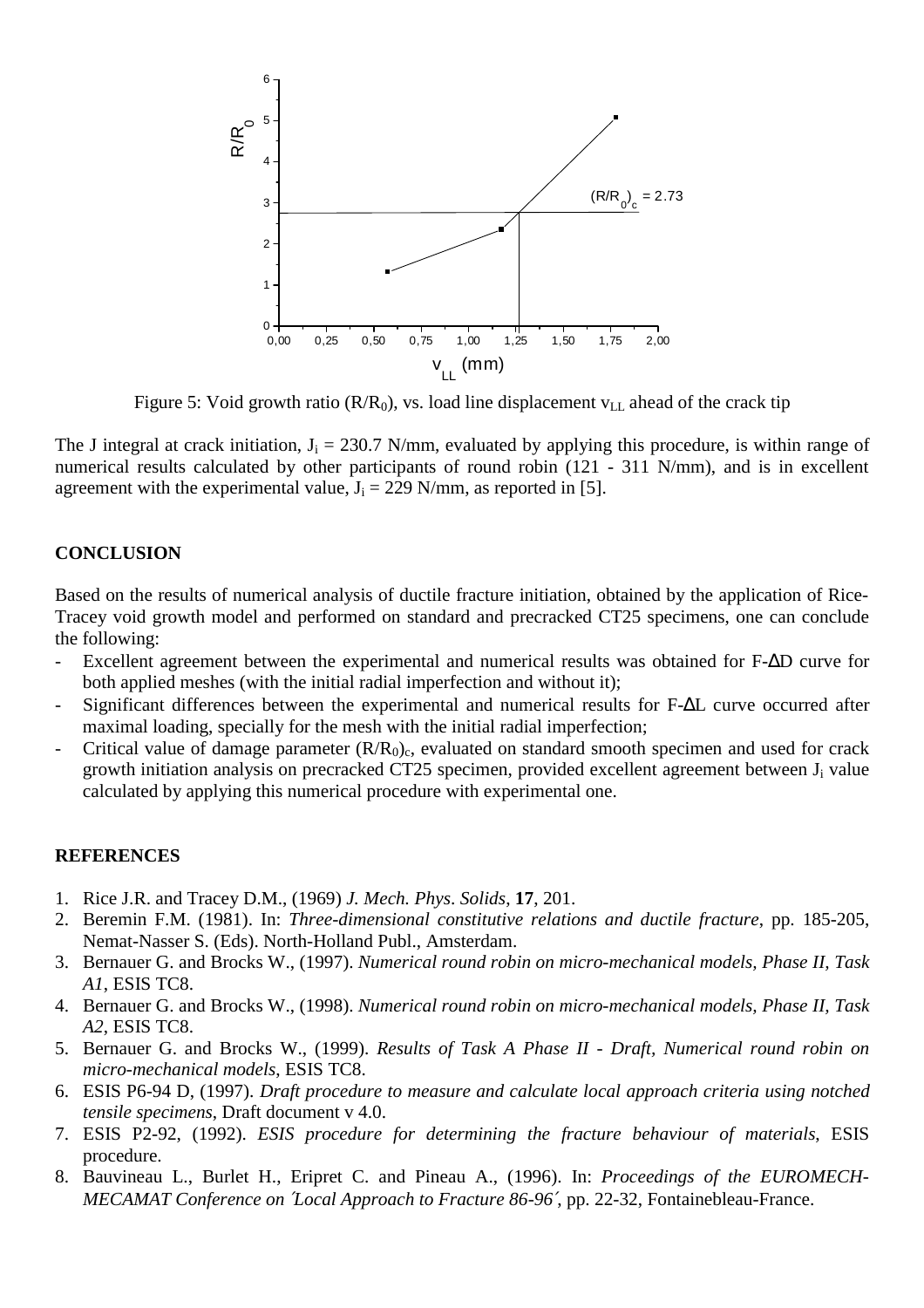Figure 5: Void growth ratio $(R/R_0)$, vs. load line displacement $v_{LL}$ ahead of the crack tip

The J integral at crack initiation, $J_i$ = 230.7 N/mm, evaluated by applying this procedure, is within range of numerical results calculated by other participants of round robin (121 - 311 N/mm), and is in excellent agreement with the experimental value, $J_i$ = 229 N/mm, as reported in [5].

## CONCLUSION

Based on the results of numerical analysis of ductile fracture initiation, obtained by the application of Rice-Tracey void growth model and performed on standard and precracked CT25 specimens, one can conclude the following:

- Excellent agreement between the experimental and numerical results was obtained for F-ΔD curve for both applied meshes (with the initial radial imperfection and without it);
- Significant differences between the experimental and numerical results for F-ΔL curve occurred after maximal loading, specially for the mesh with the initial radial imperfection;
- Critical value of damage parameter $(R/R_0)_c$, evaluated on standard smooth specimen and used for crack growth initiation analysis on precracked CT25 specimen, provided excellent agreement between $J_i$ value calculated by applying this numerical procedure with experimental one.

## REFERENCES

1. Rice J.R. and Tracey D.M., (1969) *J. Mech. Phys. Solids*, **17**, 201.
2. Beremin F.M. (1981). In: *Three-dimensional constitutive relations and ductile fracture*, pp. 185-205, Nemat-Nasser S. (Eds). North-Holland Publ., Amsterdam.
3. Bernauer G. and Brocks W., (1997). *Numerical round robin on micro-mechanical models, Phase II, Task A1*, ESIS TC8.
4. Bernauer G. and Brocks W., (1998). *Numerical round robin on micro-mechanical models, Phase II, Task A2*, ESIS TC8.
5. Bernauer G. and Brocks W., (1999). *Results of Task A Phase II - Draft, Numerical round robin on micro-mechanical models*, ESIS TC8.
6. ESIS P6-94 D, (1997). *Draft procedure to measure and calculate local approach criteria using notched tensile specimens*, Draft document v 4.0.
7. ESIS P2-92, (1992). *ESIS procedure for determining the fracture behaviour of materials*, ESIS procedure.
8. Bauvineau L., Burlet H., Eripret C. and Pineau A., (1996). In: *Proceedings of the EUROMECH-MECAMAT Conference on ´Local Approach to Fracture 86-96´*, pp. 22-32, Fontainebleau-France.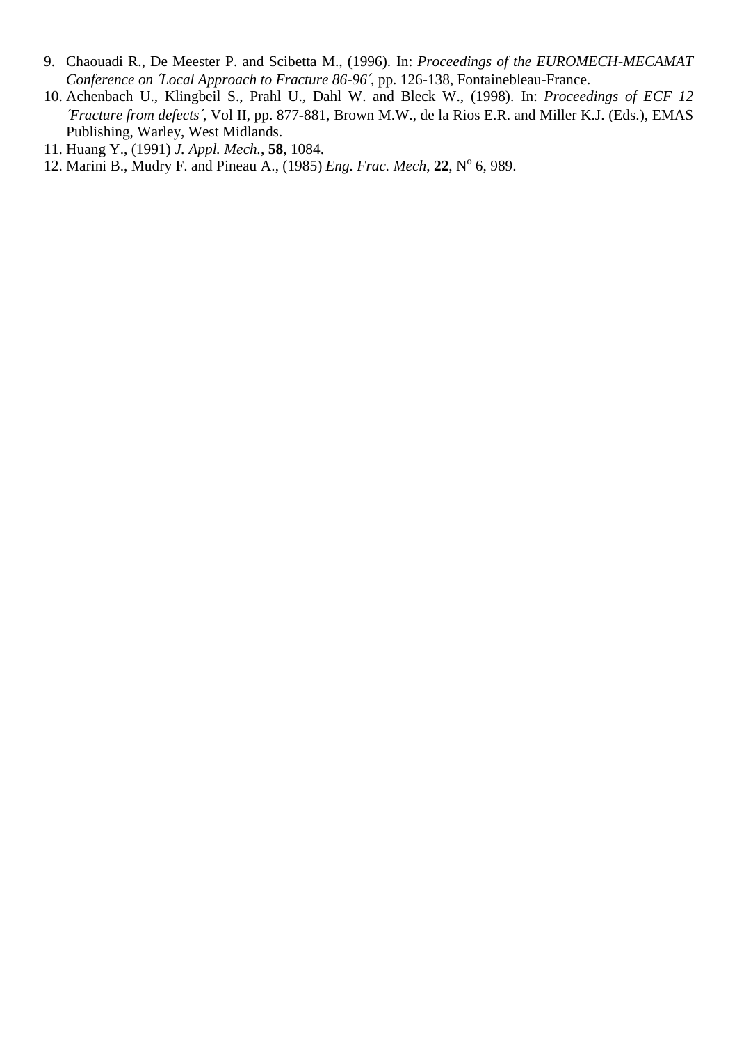9. Chaouadi R., De Meester P. and Scibetta M., (1996). In: *Proceedings of the EUROMECH-MECAMAT Conference on ´Local Approach to Fracture 86-96´*, pp. 126-138, Fontainebleau-France.
10. Achenbach U., Klingbeil S., Prahl U., Dahl W. and Bleck W., (1998). In: *Proceedings of ECF 12 ´Fracture from defects´*, Vol II, pp. 877-881, Brown M.W., de la Rios E.R. and Miller K.J. (Eds.), EMAS Publishing, Warley, West Midlands.
11. Huang Y., (1991) *J. Appl. Mech.*, **58**, 1084.
12. Marini B., Mudry F. and Pineau A., (1985) *Eng. Frac. Mech*, **22**, N° 6, 989.